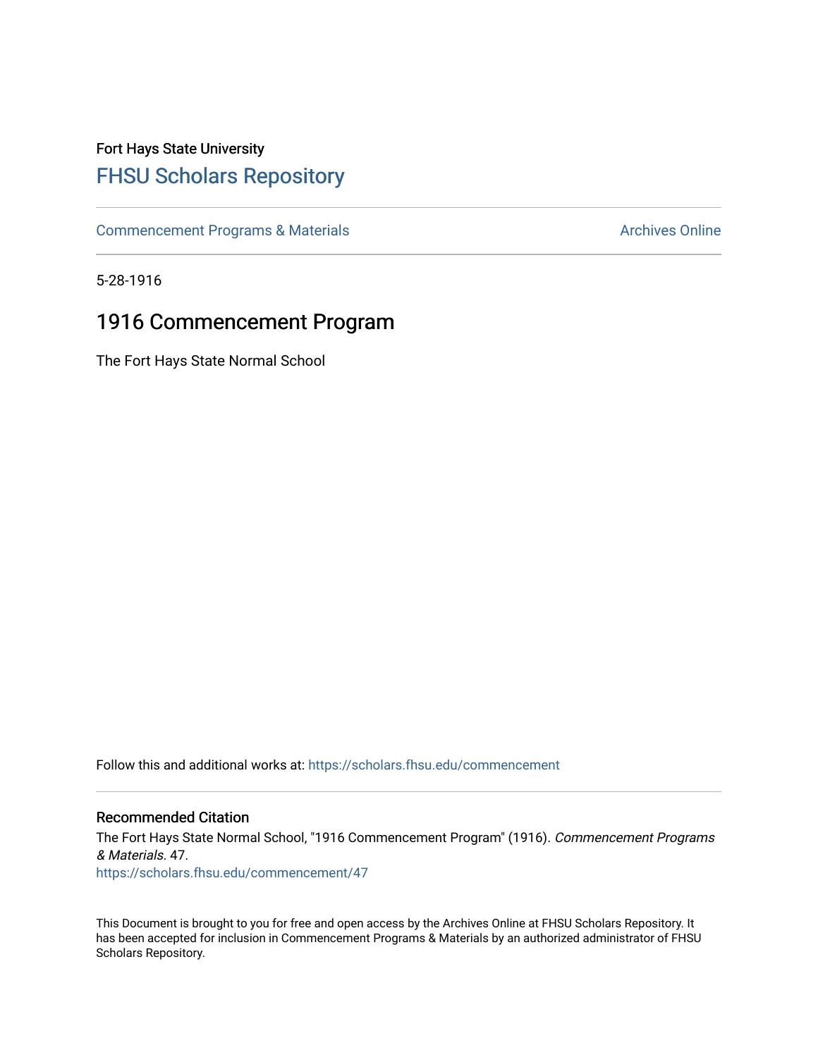Fort Hays State University

# FHSU Scholars Repository

Commencement Programs & Materials

Archives Online

5-28-1916

## 1916 Commencement Program

The Fort Hays State Normal School

Follow this and additional works at: https://scholars.fhsu.edu/commencement

### Recommended Citation

The Fort Hays State Normal School, "1916 Commencement Program" (1916). *Commencement Programs & Materials*. 47.
https://scholars.fhsu.edu/commencement/47

This Document is brought to you for free and open access by the Archives Online at FHSU Scholars Repository. It has been accepted for inclusion in Commencement Programs & Materials by an authorized administrator of FHSU Scholars Repository.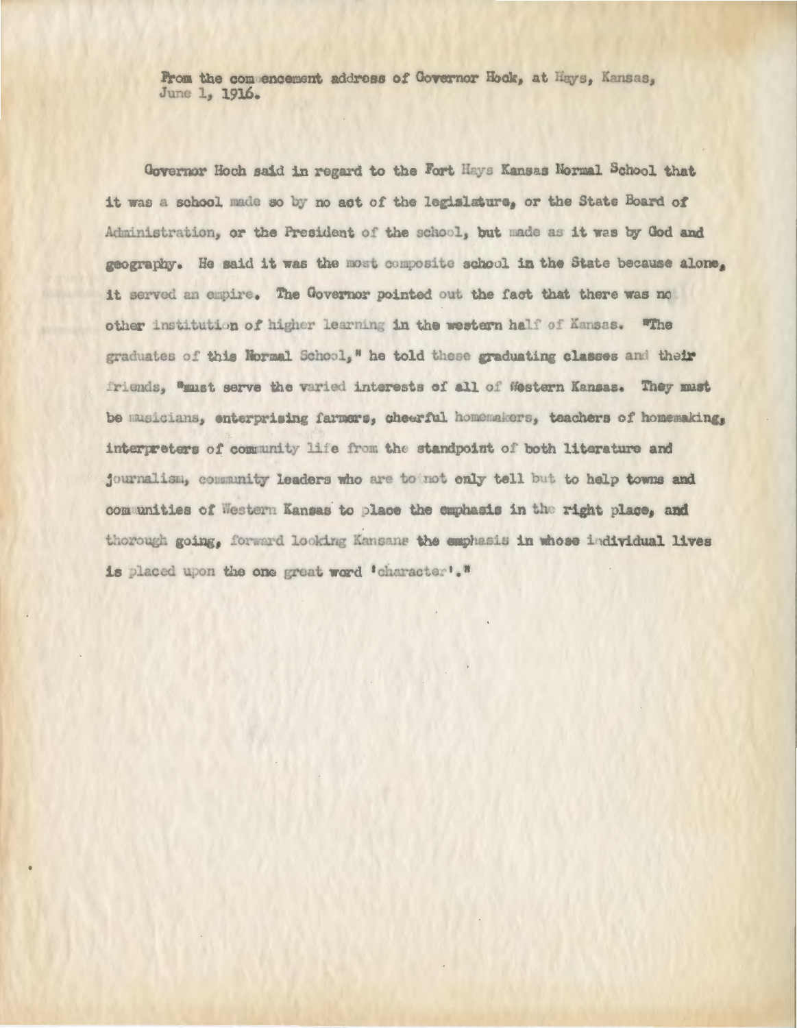From the commencement address of Governor Hock, at Hays, Kansas, June 1, 1916.

Governor Hoch said in regard to the Fort Hays Kansas Normal School that it was a school made so by no act of the legislature, or the State Board of Administration, or the President of the school, but made as it was by God and geography. He said it was the most composite school in the State because alone, it served an empire. The Governor pointed out the fact that there was no other institution of higher learning in the western half of Kansas. "The graduates of this Normal School," he told these graduating classes and their friends, "must serve the varied interests of all of Western Kansas. They must be musicians, enterprising farmers, cheerful homemakers, teachers of homemaking, interpreters of community life from the standpoint of both literature and journalism, community leaders who are to not only tell but to help towns and communities of Western Kansas to place the emphasis in the right place, and thorough going, forward looking Kansans the emphasis in whose individual lives is placed upon the one great word 'character'."